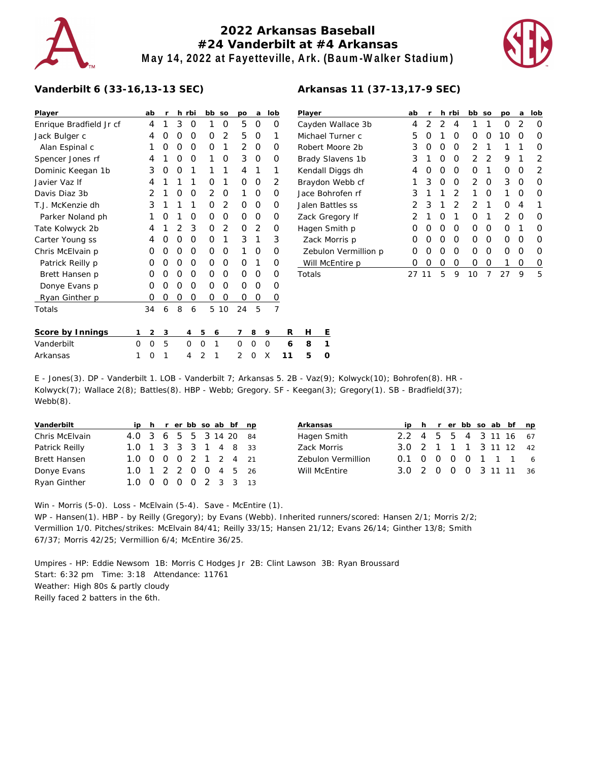# 2022 Arkansas Baseball
## #24 Vanderbilt at #4 Arkansas
### May 14, 2022 at Fayetteville, Ark. (Baum-Walker Stadium)

**Vanderbilt 6 (33-16,13-13 SEC)**

| Player | ab | r | h | rbi | bb | so | po | a | lob |
|---|---|---|---|---|---|---|---|---|---|
| Enrique Bradfield Jr cf | 4 | 1 | 3 | 0 | 1 | 0 | 5 | 0 | 0 |
| Jack Bulger c | 4 | 0 | 0 | 0 | 0 | 2 | 5 | 0 | 1 |
| Alan Espinal c | 1 | 0 | 0 | 0 | 0 | 1 | 2 | 0 | 0 |
| Spencer Jones rf | 4 | 1 | 0 | 0 | 1 | 0 | 3 | 0 | 0 |
| Dominic Keegan 1b | 3 | 0 | 0 | 1 | 1 | 1 | 4 | 1 | 1 |
| Javier Vaz lf | 4 | 1 | 1 | 1 | 0 | 1 | 0 | 0 | 2 |
| Davis Diaz 3b | 2 | 1 | 0 | 0 | 2 | 0 | 1 | 0 | 0 |
| T.J. McKenzie dh | 3 | 1 | 1 | 1 | 0 | 2 | 0 | 0 | 0 |
| Parker Noland ph | 1 | 0 | 1 | 0 | 0 | 0 | 0 | 0 | 0 |
| Tate Kolwyck 2b | 4 | 1 | 2 | 3 | 0 | 2 | 0 | 2 | 0 |
| Carter Young ss | 4 | 0 | 0 | 0 | 0 | 1 | 3 | 1 | 3 |
| Chris McElvain p | 0 | 0 | 0 | 0 | 0 | 0 | 1 | 0 | 0 |
| Patrick Reilly p | 0 | 0 | 0 | 0 | 0 | 0 | 0 | 1 | 0 |
| Brett Hansen p | 0 | 0 | 0 | 0 | 0 | 0 | 0 | 0 | 0 |
| Donye Evans p | 0 | 0 | 0 | 0 | 0 | 0 | 0 | 0 | 0 |
| Ryan Ginther p | 0 | 0 | 0 | 0 | 0 | 0 | 0 | 0 | 0 |
| Totals | 34 | 6 | 8 | 6 | 5 | 10 | 24 | 5 | 7 |

**Arkansas 11 (37-13,17-9 SEC)**

| Player | ab | r | h | rbi | bb | so | po | a | lob |
|---|---|---|---|---|---|---|---|---|---|
| Cayden Wallace 3b | 4 | 2 | 2 | 4 | 1 | 1 | 0 | 2 | 0 |
| Michael Turner c | 5 | 0 | 1 | 0 | 0 | 0 | 10 | 0 | 0 |
| Robert Moore 2b | 3 | 0 | 0 | 0 | 2 | 1 | 1 | 1 | 0 |
| Brady Slavens 1b | 3 | 1 | 0 | 0 | 2 | 2 | 9 | 1 | 2 |
| Kendall Diggs dh | 4 | 0 | 0 | 0 | 0 | 1 | 0 | 0 | 2 |
| Braydon Webb cf | 1 | 3 | 0 | 0 | 2 | 0 | 3 | 0 | 0 |
| Jace Bohrofen rf | 3 | 1 | 1 | 2 | 1 | 0 | 1 | 0 | 0 |
| Jalen Battles ss | 2 | 3 | 1 | 2 | 2 | 1 | 0 | 4 | 1 |
| Zack Gregory lf | 2 | 1 | 0 | 1 | 0 | 1 | 2 | 0 | 0 |
| Hagen Smith p | 0 | 0 | 0 | 0 | 0 | 0 | 0 | 1 | 0 |
| Zack Morris p | 0 | 0 | 0 | 0 | 0 | 0 | 0 | 0 | 0 |
| Zebulon Vermillion p | 0 | 0 | 0 | 0 | 0 | 0 | 0 | 0 | 0 |
| Will McEntire p | 0 | 0 | 0 | 0 | 0 | 0 | 1 | 0 | 0 |
| Totals | 27 | 11 | 5 | 9 | 10 | 7 | 27 | 9 | 5 |

| Score by Innings | 1 | 2 | 3 | 4 | 5 | 6 | 7 | 8 | 9 | R | H | E |
|---|---|---|---|---|---|---|---|---|---|---|---|---|
| Vanderbilt | 0 | 0 | 5 | 0 | 0 | 1 | 0 | 0 | 0 | 6 | 8 | 1 |
| Arkansas | 1 | 0 | 1 | 4 | 2 | 1 | 2 | 0 | X | 11 | 5 | 0 |

E - Jones(3). DP - Vanderbilt 1. LOB - Vanderbilt 7; Arkansas 5. 2B - Vaz(9); Kolwyck(10); Bohrofen(8). HR - Kolwyck(7); Wallace 2(8); Battles(8). HBP - Webb; Gregory. SF - Keegan(3); Gregory(1). SB - Bradfield(37); Webb(8).

| Vanderbilt | ip | h | r | er | bb | so | ab | bf | np |
|---|---|---|---|---|---|---|---|---|---|
| Chris McElvain | 4.0 | 3 | 6 | 5 | 5 | 3 | 14 | 20 | 84 |
| Patrick Reilly | 1.0 | 1 | 3 | 3 | 3 | 1 | 4 | 8 | 33 |
| Brett Hansen | 1.0 | 0 | 0 | 0 | 2 | 1 | 2 | 4 | 21 |
| Donye Evans | 1.0 | 1 | 2 | 2 | 0 | 0 | 4 | 5 | 26 |
| Ryan Ginther | 1.0 | 0 | 0 | 0 | 0 | 2 | 3 | 3 | 13 |

| Arkansas | ip | h | r | er | bb | so | ab | bf | np |
|---|---|---|---|---|---|---|---|---|---|
| Hagen Smith | 2.2 | 4 | 5 | 5 | 4 | 3 | 11 | 16 | 67 |
| Zack Morris | 3.0 | 2 | 1 | 1 | 1 | 3 | 11 | 12 | 42 |
| Zebulon Vermillion | 0.1 | 0 | 0 | 0 | 0 | 1 | 1 | 1 | 6 |
| Will McEntire | 3.0 | 2 | 0 | 0 | 0 | 3 | 11 | 11 | 36 |

Win - Morris (5-0). Loss - McElvain (5-4). Save - McEntire (1).
WP - Hansen(1). HBP - by Reilly (Gregory); by Evans (Webb). Inherited runners/scored: Hansen 2/1; Morris 2/2; Vermillion 1/0. Pitches/strikes: McElvain 84/41; Reilly 33/15; Hansen 21/12; Evans 26/14; Ginther 13/8; Smith 67/37; Morris 42/25; Vermillion 6/4; McEntire 36/25.

Umpires - HP: Eddie Newsom 1B: Morris C Hodges Jr 2B: Clint Lawson 3B: Ryan Broussard
Start: 6:32 pm Time: 3:18 Attendance: 11761
Weather: High 80s & partly cloudy
Reilly faced 2 batters in the 6th.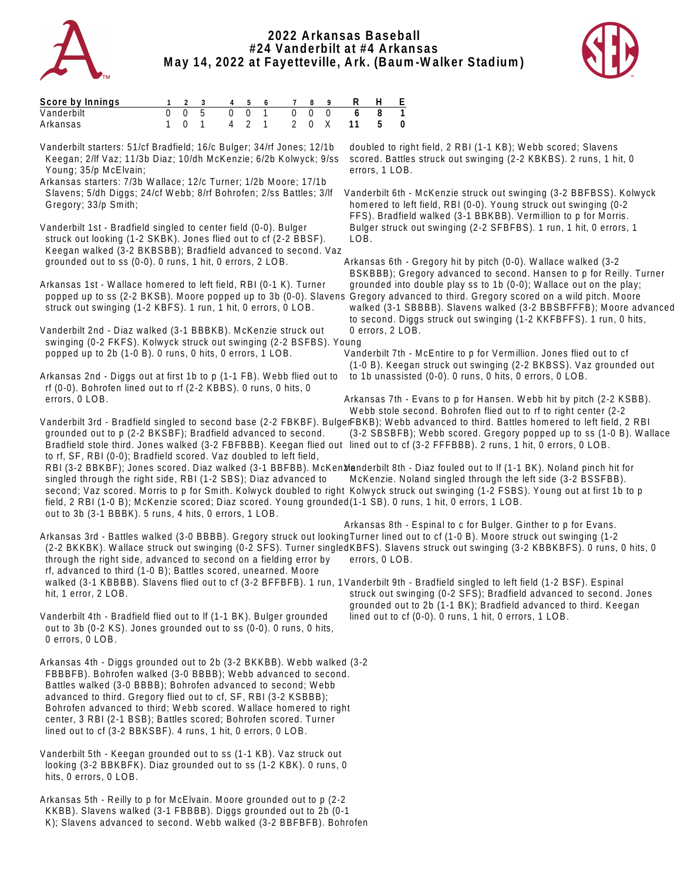# 2022 Arkansas Baseball
## #24 Vanderbilt at #4 Arkansas
## May 14, 2022 at Fayetteville, Ark. (Baum-Walker Stadium)

| Score by Innings | 1 | 2 | 3 | 4 | 5 | 6 | 7 | 8 | 9 | R | H | E |
|---|---|---|---|---|---|---|---|---|---|---|---|---|
| Vanderbilt | 0 | 0 | 5 | 0 | 0 | 1 | 0 | 0 | 0 | 6 | 8 | 1 |
| Arkansas | 1 | 0 | 1 | 4 | 2 | 1 | 2 | 0 | X | 11 | 5 | 0 |

Vanderbilt starters: 51/cf Bradfield; 16/c Bulger; 34/rf Jones; 12/1b Keegan; 2/lf Vaz; 11/3b Diaz; 10/dh McKenzie; 6/2b Kolwyck; 9/ss Young; 35/p McElvain;

Arkansas starters: 7/3b Wallace; 12/c Turner; 1/2b Moore; 17/1b Slavens; 5/dh Diggs; 24/cf Webb; 8/rf Bohrofen; 2/ss Battles; 3/lf Gregory; 33/p Smith;

Vanderbilt 1st - Bradfield singled to center field (0-0). Bulger struck out looking (1-2 SKBK). Jones flied out to cf (2-2 BBSF). Keegan walked (3-2 BKBSBB); Bradfield advanced to second. Vaz grounded out to ss (0-0). 0 runs, 1 hit, 0 errors, 2 LOB.

Arkansas 1st - Wallace homered to left field, RBI (0-1 K). Turner popped up to ss (2-2 BKSB). Moore popped up to 3b (0-0). Slavens struck out swinging (1-2 KBFS). 1 run, 1 hit, 0 errors, 0 LOB.

Vanderbilt 2nd - Diaz walked (3-1 BBBKB). McKenzie struck out swinging (0-2 FKFS). Kolwyck struck out swinging (2-2 BSFBS). Young popped up to 2b (1-0 B). 0 runs, 0 hits, 0 errors, 1 LOB.

Arkansas 2nd - Diggs out at first 1b to p (1-1 FB). Webb flied out to rf (0-0). Bohrofen lined out to rf (2-2 KBBS). 0 runs, 0 hits, 0 errors, 0 LOB.

Vanderbilt 3rd - Bradfield singled to second base (2-2 FBKBF). Bulger grounded out to p (2-2 BKSBF); Bradfield advanced to second. Bradfield stole third. Jones walked (3-2 FBFBBB). Keegan flied out to rf, SF, RBI (0-0); Bradfield scored. Vaz doubled to left field, RBI (3-2 BBKBF); Jones scored. Diaz walked (3-1 BBFBB). McKenzie singled through the right side, RBI (1-2 SBS); Diaz advanced to second; Vaz scored. Morris to p for Smith. Kolwyck doubled to right field, 2 RBI (1-0 B); McKenzie scored; Diaz scored. Young grounded out to 3b (3-1 BBBK). 5 runs, 4 hits, 0 errors, 1 LOB.

Arkansas 3rd - Battles walked (3-0 BBBB). Gregory struck out looking (2-2 BKKBK). Wallace struck out swinging (0-2 SFS). Turner singled through the right side, advanced to second on a fielding error by rf, advanced to third (1-0 B); Battles scored, unearned. Moore walked (3-1 KBBBB). Slavens flied out to cf (3-2 BFFBFB). 1 run, 1 hit, 1 error, 2 LOB.

Vanderbilt 4th - Bradfield flied out to lf (1-1 BK). Bulger grounded out to 3b (0-2 KS). Jones grounded out to ss (0-0). 0 runs, 0 hits, 0 errors, 0 LOB.

Arkansas 4th - Diggs grounded out to 2b (3-2 BKKBB). Webb walked (3-2 FBBBFB). Bohrofen walked (3-0 BBBB); Webb advanced to second. Battles walked (3-0 BBBB); Bohrofen advanced to second; Webb advanced to third. Gregory flied out to cf, SF, RBI (3-2 KSBBB); Bohrofen advanced to third; Webb scored. Wallace homered to right center, 3 RBI (2-1 BSB); Battles scored; Bohrofen scored. Turner lined out to cf (3-2 BBKSBF). 4 runs, 1 hit, 0 errors, 0 LOB.

Vanderbilt 5th - Keegan grounded out to ss (1-1 KB). Vaz struck out looking (3-2 BBKBFK). Diaz grounded out to ss (1-2 KBK). 0 runs, 0 hits, 0 errors, 0 LOB.

Arkansas 5th - Reilly to p for McElvain. Moore grounded out to p (2-2 KKBB). Slavens walked (3-1 FBBBB). Diggs grounded out to 2b (0-1 K); Slavens advanced to second. Webb walked (3-2 BBFBFB). Bohrofen doubled to right field, 2 RBI (1-1 KB); Webb scored; Slavens scored. Battles struck out swinging (2-2 KBKBS). 2 runs, 1 hit, 0 errors, 1 LOB.

Vanderbilt 6th - McKenzie struck out swinging (3-2 BBFBSS). Kolwyck homered to left field, RBI (0-0). Young struck out swinging (0-2 FFS). Bradfield walked (3-1 BBKBB). Vermillion to p for Morris. Bulger struck out swinging (2-2 SFBFBS). 1 run, 1 hit, 0 errors, 1 LOB.

Arkansas 6th - Gregory hit by pitch (0-0). Wallace walked (3-2 BSKBBB); Gregory advanced to second. Hansen to p for Reilly. Turner grounded into double play ss to 1b (0-0); Wallace out on the play; Gregory advanced to third. Gregory scored on a wild pitch. Moore walked (3-1 SBBBB). Slavens walked (3-2 BBSBFFFB); Moore advanced to second. Diggs struck out swinging (1-2 KKFBFFS). 1 run, 0 hits, 0 errors, 2 LOB.

Vanderbilt 7th - McEntire to p for Vermillion. Jones flied out to cf (1-0 B). Keegan struck out swinging (2-2 BKBSS). Vaz grounded out to 1b unassisted (0-0). 0 runs, 0 hits, 0 errors, 0 LOB.

Arkansas 7th - Evans to p for Hansen. Webb hit by pitch (2-2 KSBB). Webb stole second. Bohrofen flied out to rf to right center (2-2 FBKB); Webb advanced to third. Battles homered to left field, 2 RBI (3-2 SBSBFB); Webb scored. Gregory popped up to ss (1-0 B). Wallace lined out to cf (3-2 FFFBBB). 2 runs, 1 hit, 0 errors, 0 LOB.

Vanderbilt 8th - Diaz fouled out to lf (1-1 BK). Noland pinch hit for McKenzie. Noland singled through the left side (3-2 BSSFBB). Kolwyck struck out swinging (1-2 FSBS). Young out at first 1b to p (1-1 SB). 0 runs, 1 hit, 0 errors, 1 LOB.

Arkansas 8th - Espinal to c for Bulger. Ginther to p for Evans. Turner lined out to cf (1-0 B). Moore struck out swinging (1-2 KBFS). Slavens struck out swinging (3-2 KBBKBFS). 0 runs, 0 hits, 0 errors, 0 LOB.

Vanderbilt 9th - Bradfield singled to left field (1-2 BSF). Espinal struck out swinging (0-2 SFS); Bradfield advanced to second. Jones grounded out to 2b (1-1 BK); Bradfield advanced to third. Keegan lined out to cf (0-0). 0 runs, 1 hit, 0 errors, 1 LOB.